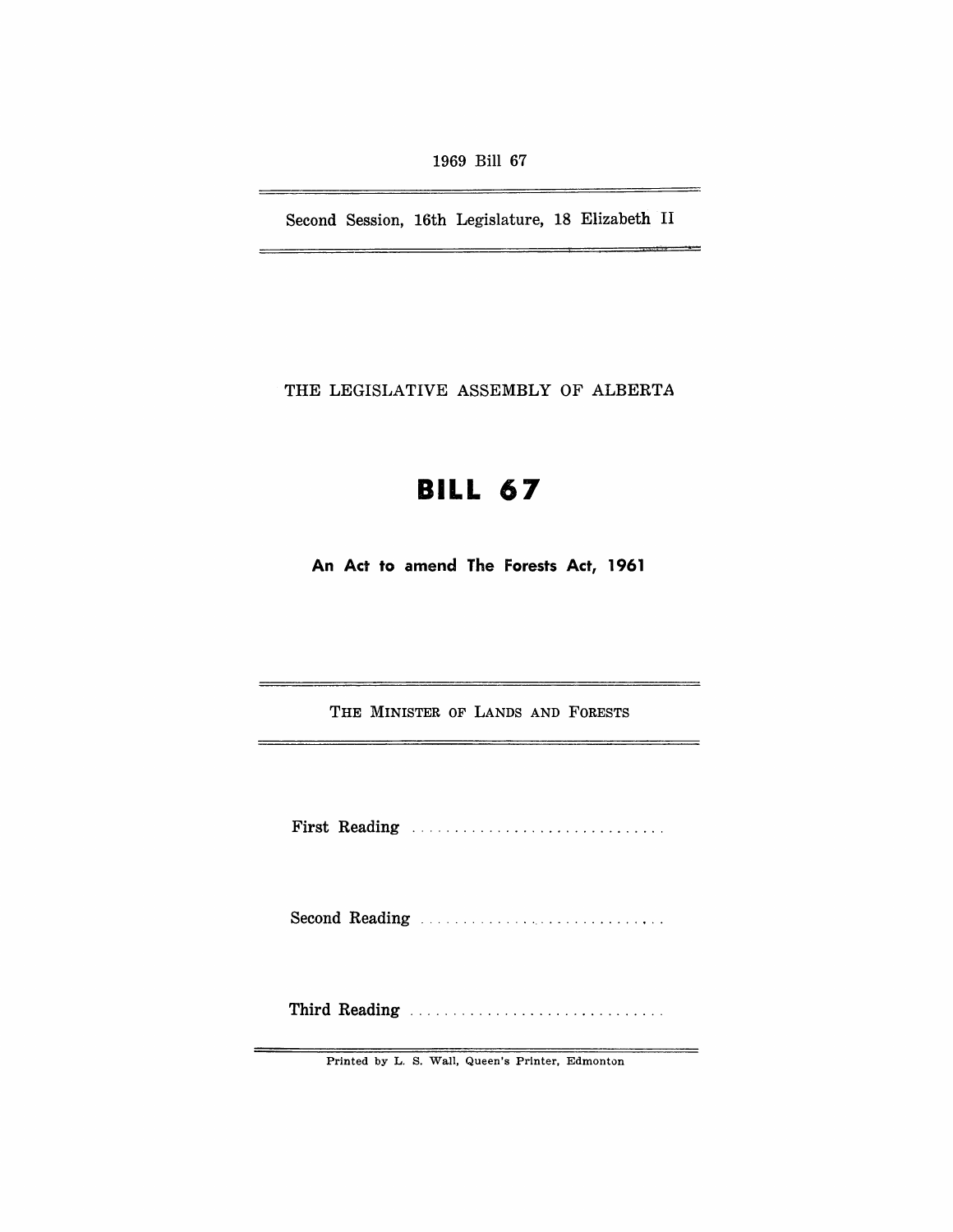1969 Bill 67

Second Session, 16th Legislature, 18 Elizabeth II

THE LEGISLATIVE ASSEMBLY OF ALBERTA

# BILL 67

## An Act to amend The Forests Act, 1961

THE MINISTER OF LANDS AND FORESTS

First Reading ..............................

Second Reading ..............................

Third Reading ..............................

Printed by L. S. Wall, Queen's Printer, Edmonton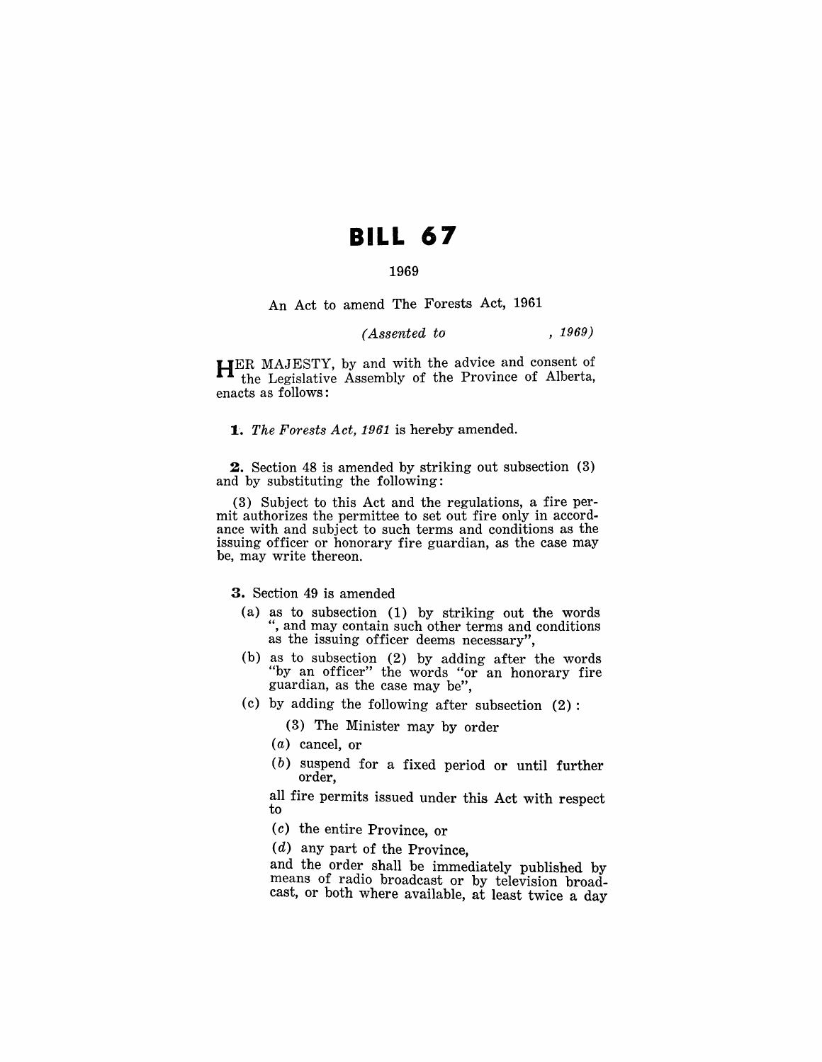# BILL 67

1969

An Act to amend The Forests Act, 1961

*(Assented to , 1969)*

HER MAJESTY, by and with the advice and consent of the Legislative Assembly of the Province of Alberta, enacts as follows:

**1.** *The Forests Act, 1961* is hereby amended.

**2.** Section 48 is amended by striking out subsection (3) and by substituting the following:

(3) Subject to this Act and the regulations, a fire permit authorizes the permittee to set out fire only in accordance with and subject to such terms and conditions as the issuing officer or honorary fire guardian, as the case may be, may write thereon.

**3.** Section 49 is amended

(a) as to subsection (1) by striking out the words ", and may contain such other terms and conditions as the issuing officer deems necessary",

(b) as to subsection (2) by adding after the words "by an officer" the words "or an honorary fire guardian, as the case may be",

(c) by adding the following after subsection (2):

(3) The Minister may by order

(*a*) cancel, or

(*b*) suspend for a fixed period or until further order,

all fire permits issued under this Act with respect to

(*c*) the entire Province, or

(*d*) any part of the Province,

and the order shall be immediately published by means of radio broadcast or by television broadcast, or both where available, at least twice a day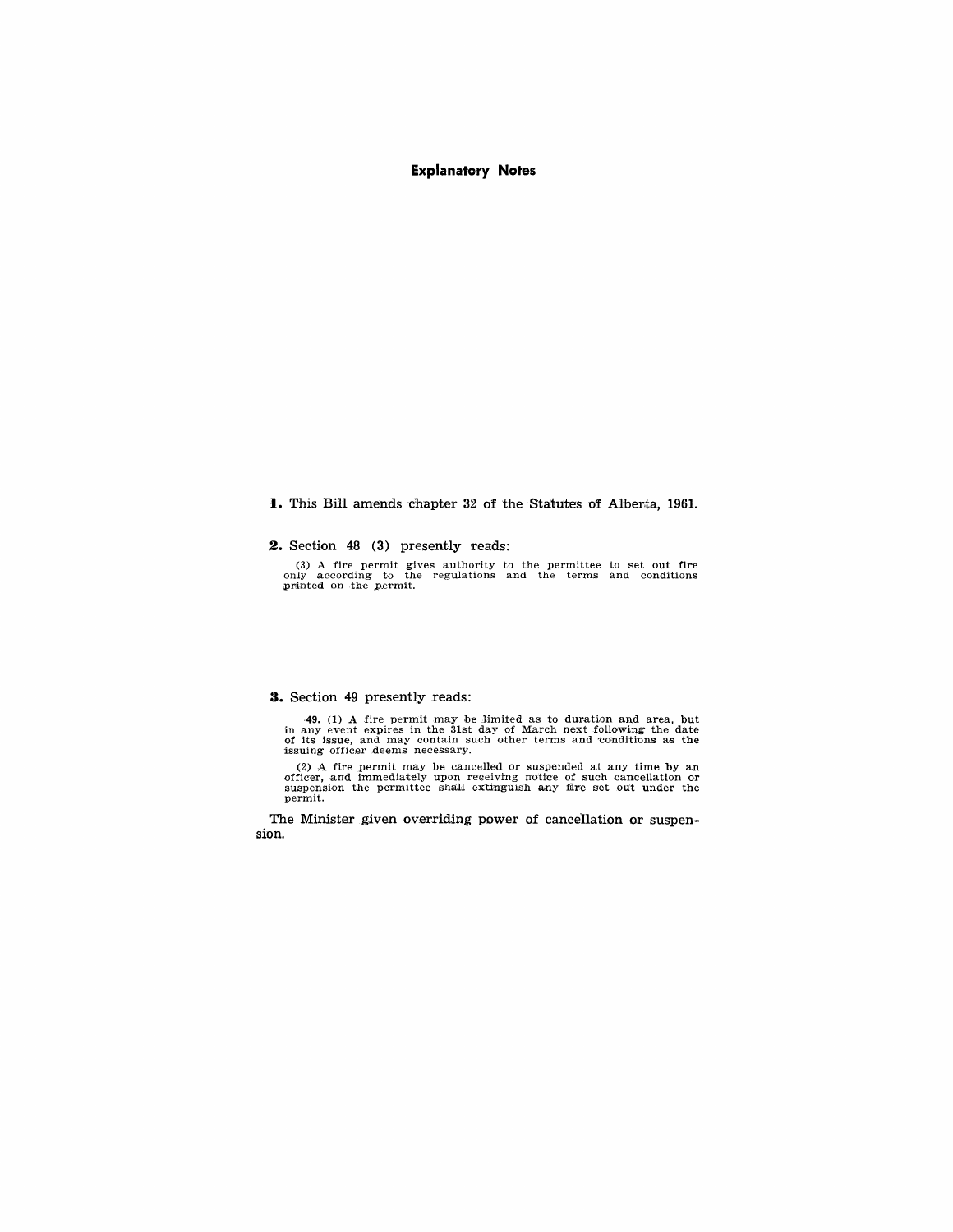## Explanatory Notes

**1.** This Bill amends chapter 32 of the Statutes of Alberta, 1961.

**2.** Section 48 (3) presently reads:

(3) A fire permit gives authority to the permittee to set out fire only according to the regulations and the terms and conditions printed on the permit.

**3.** Section 49 presently reads:

**49.** (1) A fire permit may be limited as to duration and area, but in any event expires in the 31st day of March next following the date of its issue, and may contain such other terms and conditions as the issuing officer deems necessary.

(2) A fire permit may be cancelled or suspended at any time by an officer, and immediately upon receiving notice of such cancellation or suspension the permittee shall extinguish any fire set out under the permit.

The Minister given overriding power of cancellation or suspension.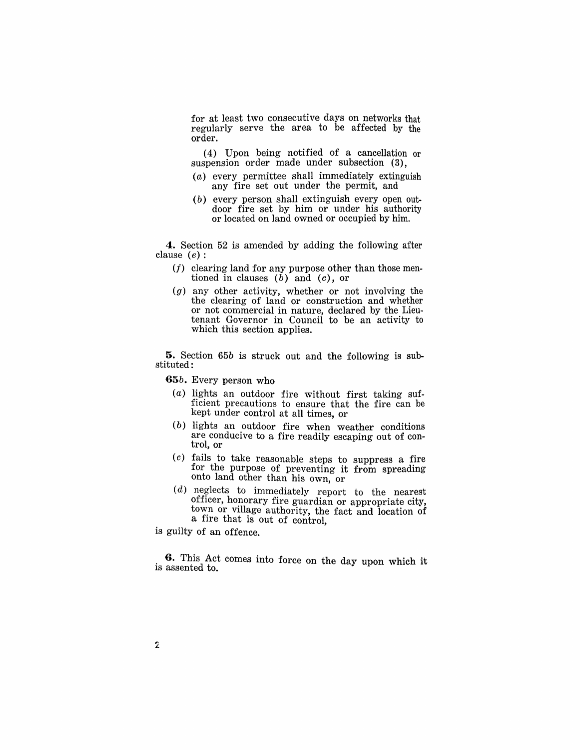for at least two consecutive days on networks that regularly serve the area to be affected by the order.

(4) Upon being notified of a cancellation or suspension order made under subsection (3),

(*a*) every permittee shall immediately extinguish any fire set out under the permit, and

(*b*) every person shall extinguish every open outdoor fire set by him or under his authority or located on land owned or occupied by him.

**4.** Section 52 is amended by adding the following after clause (*e*):

(*f*) clearing land for any purpose other than those mentioned in clauses (*b*) and (*c*), or

(*g*) any other activity, whether or not involving the the clearing of land or construction and whether or not commercial in nature, declared by the Lieutenant Governor in Council to be an activity to which this section applies.

**5.** Section 65*b* is struck out and the following is substituted:

**65*b*.** Every person who

(*a*) lights an outdoor fire without first taking sufficient precautions to ensure that the fire can be kept under control at all times, or

(*b*) lights an outdoor fire when weather conditions are conducive to a fire readily escaping out of control, or

(*c*) fails to take reasonable steps to suppress a fire for the purpose of preventing it from spreading onto land other than his own, or

(*d*) neglects to immediately report to the nearest officer, honorary fire guardian or appropriate city, town or village authority, the fact and location of a fire that is out of control,

is guilty of an offence.

**6.** This Act comes into force on the day upon which it is assented to.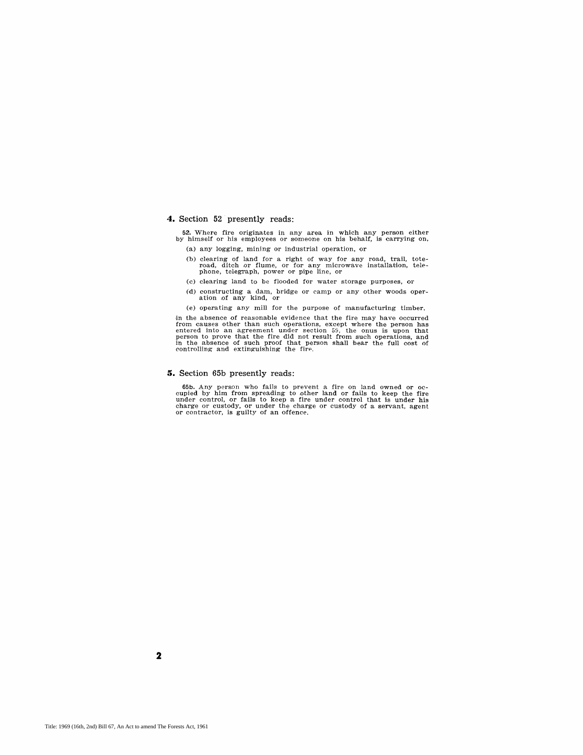**4.** Section 52 presently reads:

**52.** Where fire originates in any area in which any person either by himself or his employees or someone on his behalf, is carrying on,

(a) any logging, mining or industrial operation, or

(b) clearing of land for a right of way for any road, trail, tote-road, ditch or flume, or for any microwave installation, telephone, telegraph, power or pipe line, or

(c) clearing land to be flooded for water storage purposes, or

(d) constructing a dam, bridge or camp or any other woods operation of any kind, or

(e) operating any mill for the purpose of manufacturing timber,

in the absence of reasonable evidence that the fire may have occurred from causes other than such operations, except where the person has entered into an agreement under section 59, the onus is upon that person to prove that the fire did not result from such operations, and in the absence of such proof that person shall bear the full cost of controlling and extinguishing the fire.

**5.** Section 65b presently reads:

**65b.** Any person who fails to prevent a fire on land owned or occupied by him from spreading to other land or fails to keep the fire under control, or fails to keep a fire under control that is under his charge or custody, or under the charge or custody of a servant, agent or contractor, is guilty of an offence.